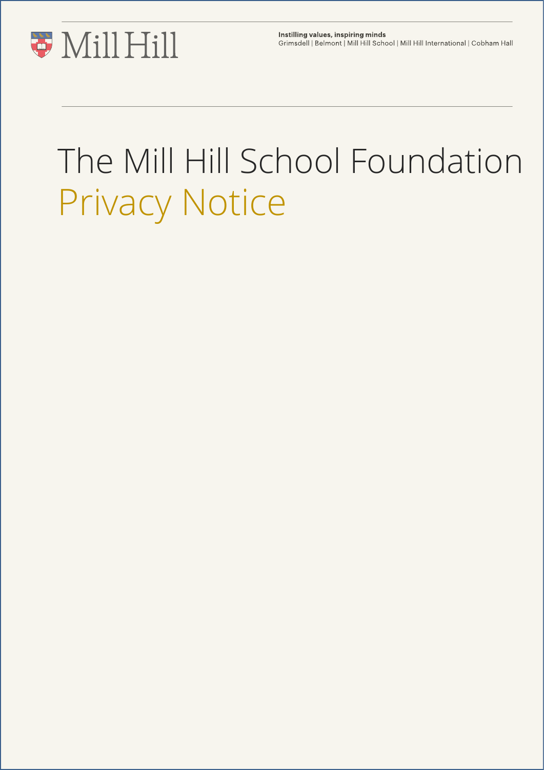Mill Hill

**Instilling values, inspiring minds**
Grimsdell | Belmont | Mill Hill School | Mill Hill International | Cobham Hall

# The Mill Hill School Foundation
# Privacy Notice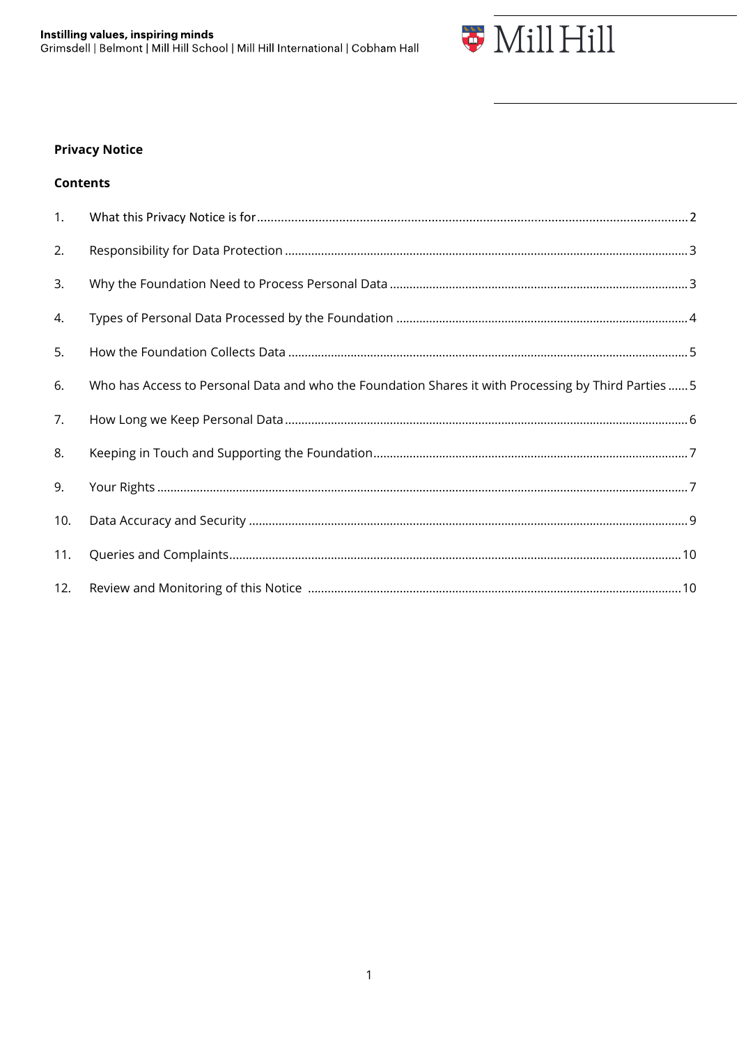**Privacy Notice**

**Contents**

1. What this Privacy Notice is for ........ 2
2. Responsibility for Data Protection ........ 3
3. Why the Foundation Need to Process Personal Data ........ 3
4. Types of Personal Data Processed by the Foundation ........ 4
5. How the Foundation Collects Data ........ 5
6. Who has Access to Personal Data and who the Foundation Shares it with Processing by Third Parties ........ 5
7. How Long we Keep Personal Data ........ 6
8. Keeping in Touch and Supporting the Foundation ........ 7
9. Your Rights ........ 7
10. Data Accuracy and Security ........ 9
11. Queries and Complaints ........ 10
12. Review and Monitoring of this Notice ........ 10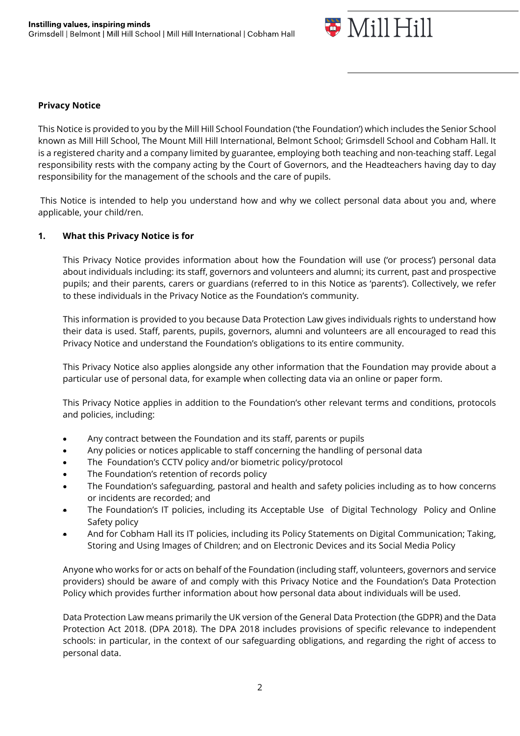**Privacy Notice**

This Notice is provided to you by the Mill Hill School Foundation ('the Foundation') which includes the Senior School known as Mill Hill School, The Mount Mill Hill International, Belmont School; Grimsdell School and Cobham Hall. It is a registered charity and a company limited by guarantee, employing both teaching and non-teaching staff. Legal responsibility rests with the company acting by the Court of Governors, and the Headteachers having day to day responsibility for the management of the schools and the care of pupils.

This Notice is intended to help you understand how and why we collect personal data about you and, where applicable, your child/ren.

## 1. What this Privacy Notice is for

This Privacy Notice provides information about how the Foundation will use ('or process') personal data about individuals including: its staff, governors and volunteers and alumni; its current, past and prospective pupils; and their parents, carers or guardians (referred to in this Notice as 'parents'). Collectively, we refer to these individuals in the Privacy Notice as the Foundation's community.

This information is provided to you because Data Protection Law gives individuals rights to understand how their data is used. Staff, parents, pupils, governors, alumni and volunteers are all encouraged to read this Privacy Notice and understand the Foundation's obligations to its entire community.

This Privacy Notice also applies alongside any other information that the Foundation may provide about a particular use of personal data, for example when collecting data via an online or paper form.

This Privacy Notice applies in addition to the Foundation's other relevant terms and conditions, protocols and policies, including:

- Any contract between the Foundation and its staff, parents or pupils
- Any policies or notices applicable to staff concerning the handling of personal data
- The Foundation's CCTV policy and/or biometric policy/protocol
- The Foundation's retention of records policy
- The Foundation's safeguarding, pastoral and health and safety policies including as to how concerns or incidents are recorded; and
- The Foundation's IT policies, including its Acceptable Use of Digital Technology Policy and Online Safety policy
- And for Cobham Hall its IT policies, including its Policy Statements on Digital Communication; Taking, Storing and Using Images of Children; and on Electronic Devices and its Social Media Policy

Anyone who works for or acts on behalf of the Foundation (including staff, volunteers, governors and service providers) should be aware of and comply with this Privacy Notice and the Foundation's Data Protection Policy which provides further information about how personal data about individuals will be used.

Data Protection Law means primarily the UK version of the General Data Protection (the GDPR) and the Data Protection Act 2018. (DPA 2018). The DPA 2018 includes provisions of specific relevance to independent schools: in particular, in the context of our safeguarding obligations, and regarding the right of access to personal data.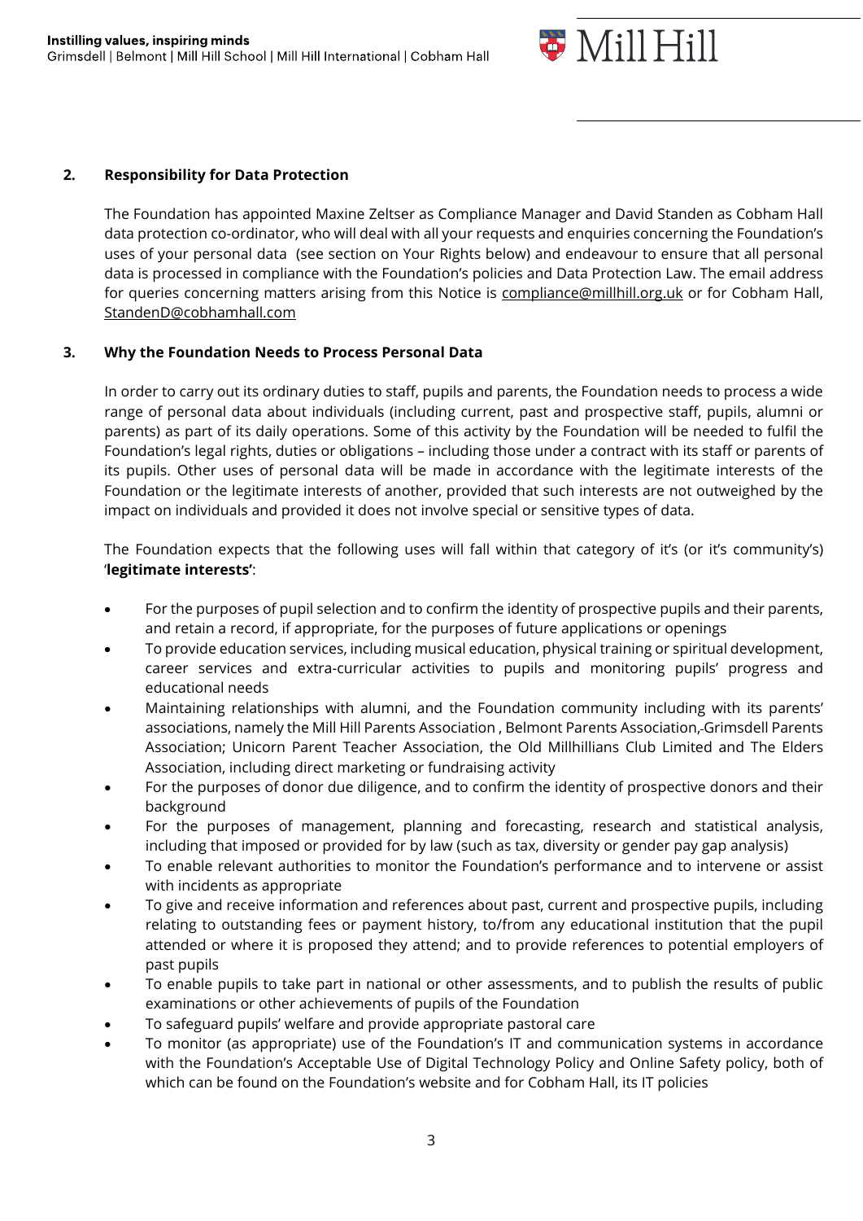## 2. Responsibility for Data Protection

The Foundation has appointed Maxine Zeltser as Compliance Manager and David Standen as Cobham Hall data protection co-ordinator, who will deal with all your requests and enquiries concerning the Foundation's uses of your personal data (see section on Your Rights below) and endeavour to ensure that all personal data is processed in compliance with the Foundation's policies and Data Protection Law. The email address for queries concerning matters arising from this Notice is compliance@millhill.org.uk or for Cobham Hall, StandenD@cobhamhall.com

## 3. Why the Foundation Needs to Process Personal Data

In order to carry out its ordinary duties to staff, pupils and parents, the Foundation needs to process a wide range of personal data about individuals (including current, past and prospective staff, pupils, alumni or parents) as part of its daily operations. Some of this activity by the Foundation will be needed to fulfil the Foundation's legal rights, duties or obligations – including those under a contract with its staff or parents of its pupils. Other uses of personal data will be made in accordance with the legitimate interests of the Foundation or the legitimate interests of another, provided that such interests are not outweighed by the impact on individuals and provided it does not involve special or sensitive types of data.

The Foundation expects that the following uses will fall within that category of it's (or it's community's) '**legitimate interests**':

- For the purposes of pupil selection and to confirm the identity of prospective pupils and their parents, and retain a record, if appropriate, for the purposes of future applications or openings
- To provide education services, including musical education, physical training or spiritual development, career services and extra-curricular activities to pupils and monitoring pupils' progress and educational needs
- Maintaining relationships with alumni, and the Foundation community including with its parents' associations, namely the Mill Hill Parents Association , Belmont Parents Association, Grimsdell Parents Association; Unicorn Parent Teacher Association, the Old Millhillians Club Limited and The Elders Association, including direct marketing or fundraising activity
- For the purposes of donor due diligence, and to confirm the identity of prospective donors and their background
- For the purposes of management, planning and forecasting, research and statistical analysis, including that imposed or provided for by law (such as tax, diversity or gender pay gap analysis)
- To enable relevant authorities to monitor the Foundation's performance and to intervene or assist with incidents as appropriate
- To give and receive information and references about past, current and prospective pupils, including relating to outstanding fees or payment history, to/from any educational institution that the pupil attended or where it is proposed they attend; and to provide references to potential employers of past pupils
- To enable pupils to take part in national or other assessments, and to publish the results of public examinations or other achievements of pupils of the Foundation
- To safeguard pupils' welfare and provide appropriate pastoral care
- To monitor (as appropriate) use of the Foundation's IT and communication systems in accordance with the Foundation's Acceptable Use of Digital Technology Policy and Online Safety policy, both of which can be found on the Foundation's website and for Cobham Hall, its IT policies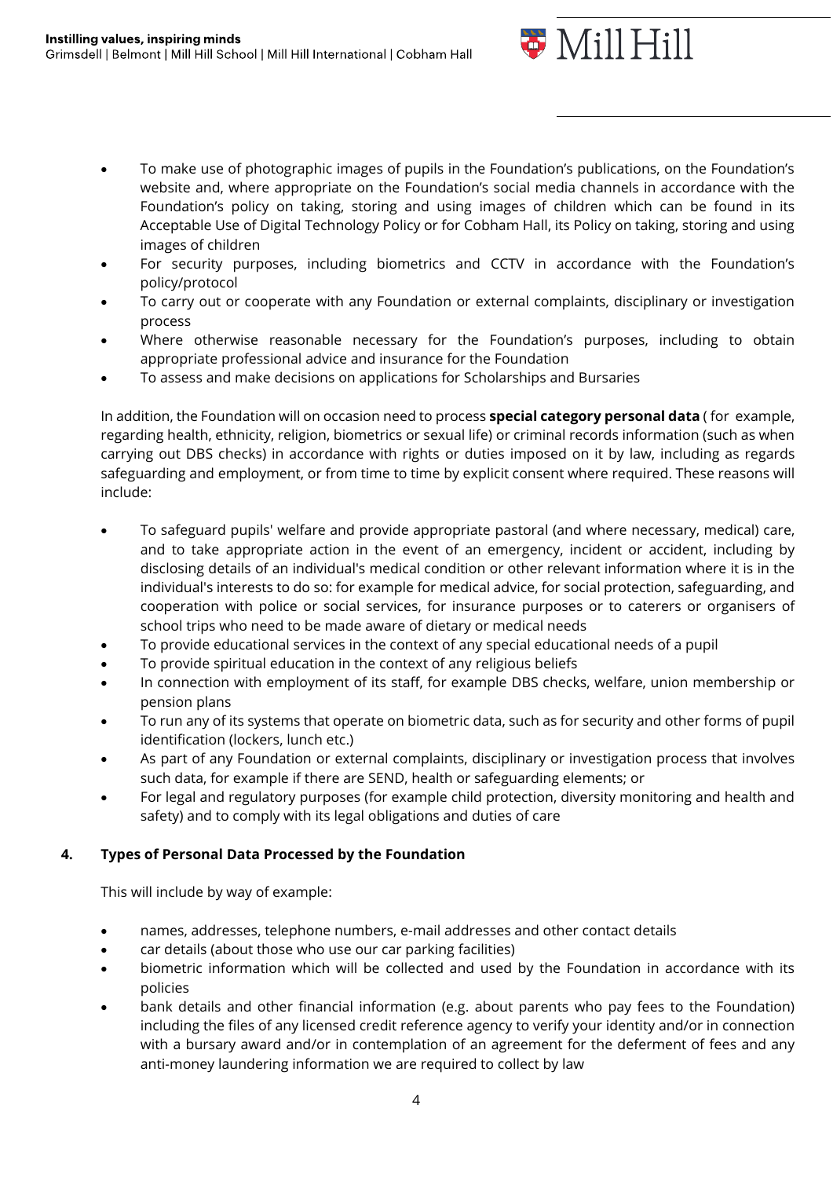- To make use of photographic images of pupils in the Foundation's publications, on the Foundation's website and, where appropriate on the Foundation's social media channels in accordance with the Foundation's policy on taking, storing and using images of children which can be found in its Acceptable Use of Digital Technology Policy or for Cobham Hall, its Policy on taking, storing and using images of children
- For security purposes, including biometrics and CCTV in accordance with the Foundation's policy/protocol
- To carry out or cooperate with any Foundation or external complaints, disciplinary or investigation process
- Where otherwise reasonable necessary for the Foundation's purposes, including to obtain appropriate professional advice and insurance for the Foundation
- To assess and make decisions on applications for Scholarships and Bursaries

In addition, the Foundation will on occasion need to process **special category personal data** ( for example, regarding health, ethnicity, religion, biometrics or sexual life) or criminal records information (such as when carrying out DBS checks) in accordance with rights or duties imposed on it by law, including as regards safeguarding and employment, or from time to time by explicit consent where required. These reasons will include:

- To safeguard pupils' welfare and provide appropriate pastoral (and where necessary, medical) care, and to take appropriate action in the event of an emergency, incident or accident, including by disclosing details of an individual's medical condition or other relevant information where it is in the individual's interests to do so: for example for medical advice, for social protection, safeguarding, and cooperation with police or social services, for insurance purposes or to caterers or organisers of school trips who need to be made aware of dietary or medical needs
- To provide educational services in the context of any special educational needs of a pupil
- To provide spiritual education in the context of any religious beliefs
- In connection with employment of its staff, for example DBS checks, welfare, union membership or pension plans
- To run any of its systems that operate on biometric data, such as for security and other forms of pupil identification (lockers, lunch etc.)
- As part of any Foundation or external complaints, disciplinary or investigation process that involves such data, for example if there are SEND, health or safeguarding elements; or
- For legal and regulatory purposes (for example child protection, diversity monitoring and health and safety) and to comply with its legal obligations and duties of care

## 4. Types of Personal Data Processed by the Foundation

This will include by way of example:

- names, addresses, telephone numbers, e-mail addresses and other contact details
- car details (about those who use our car parking facilities)
- biometric information which will be collected and used by the Foundation in accordance with its policies
- bank details and other financial information (e.g. about parents who pay fees to the Foundation) including the files of any licensed credit reference agency to verify your identity and/or in connection with a bursary award and/or in contemplation of an agreement for the deferment of fees and any anti-money laundering information we are required to collect by law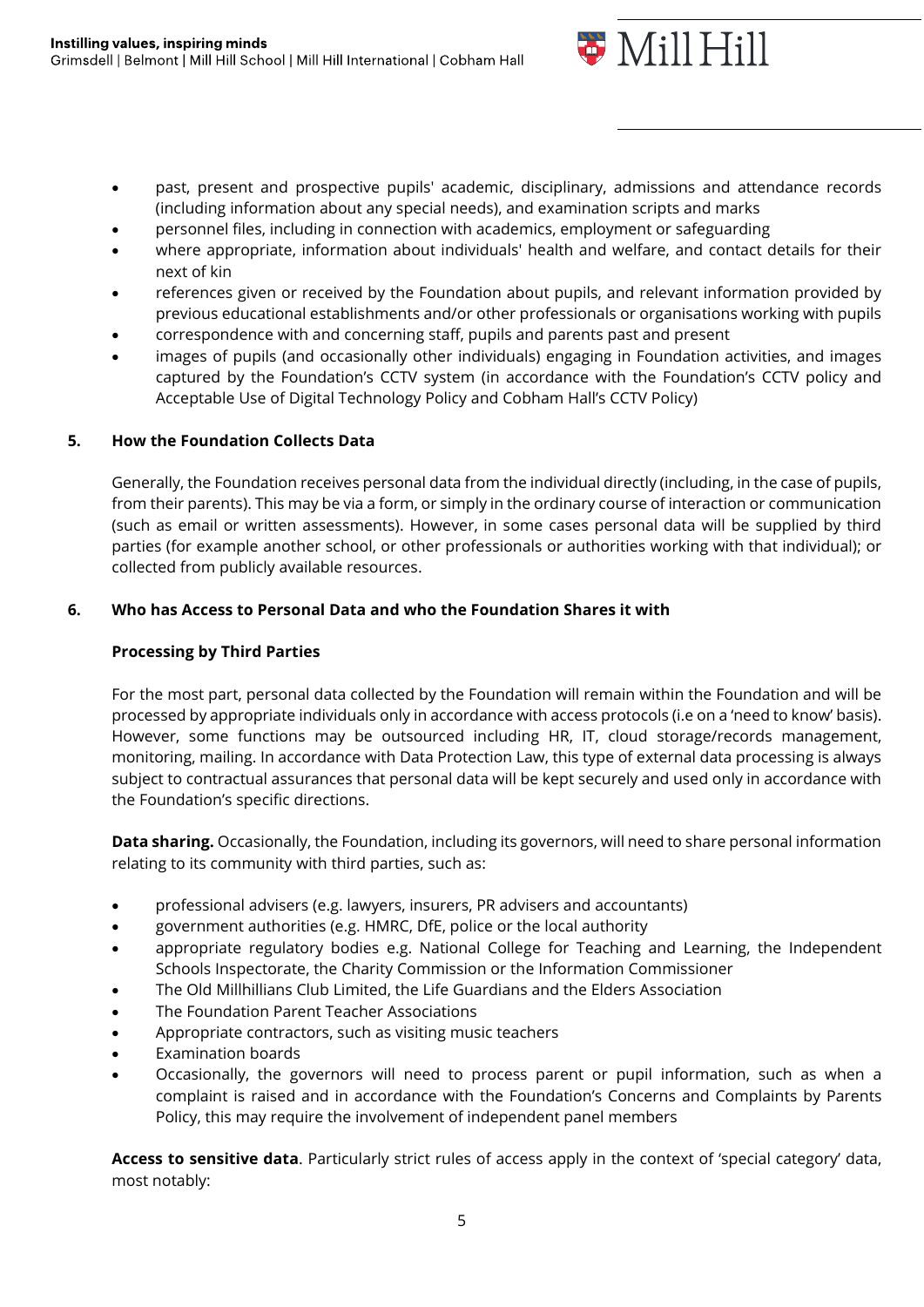- past, present and prospective pupils' academic, disciplinary, admissions and attendance records (including information about any special needs), and examination scripts and marks
- personnel files, including in connection with academics, employment or safeguarding
- where appropriate, information about individuals' health and welfare, and contact details for their next of kin
- references given or received by the Foundation about pupils, and relevant information provided by previous educational establishments and/or other professionals or organisations working with pupils
- correspondence with and concerning staff, pupils and parents past and present
- images of pupils (and occasionally other individuals) engaging in Foundation activities, and images captured by the Foundation's CCTV system (in accordance with the Foundation's CCTV policy and Acceptable Use of Digital Technology Policy and Cobham Hall's CCTV Policy)

## 5. How the Foundation Collects Data

Generally, the Foundation receives personal data from the individual directly (including, in the case of pupils, from their parents). This may be via a form, or simply in the ordinary course of interaction or communication (such as email or written assessments). However, in some cases personal data will be supplied by third parties (for example another school, or other professionals or authorities working with that individual); or collected from publicly available resources.

## 6. Who has Access to Personal Data and who the Foundation Shares it with

### Processing by Third Parties

For the most part, personal data collected by the Foundation will remain within the Foundation and will be processed by appropriate individuals only in accordance with access protocols (i.e on a 'need to know' basis). However, some functions may be outsourced including HR, IT, cloud storage/records management, monitoring, mailing. In accordance with Data Protection Law, this type of external data processing is always subject to contractual assurances that personal data will be kept securely and used only in accordance with the Foundation's specific directions.

**Data sharing.** Occasionally, the Foundation, including its governors, will need to share personal information relating to its community with third parties, such as:

- professional advisers (e.g. lawyers, insurers, PR advisers and accountants)
- government authorities (e.g. HMRC, DfE, police or the local authority
- appropriate regulatory bodies e.g. National College for Teaching and Learning, the Independent Schools Inspectorate, the Charity Commission or the Information Commissioner
- The Old Millhillians Club Limited, the Life Guardians and the Elders Association
- The Foundation Parent Teacher Associations
- Appropriate contractors, such as visiting music teachers
- Examination boards
- Occasionally, the governors will need to process parent or pupil information, such as when a complaint is raised and in accordance with the Foundation's Concerns and Complaints by Parents Policy, this may require the involvement of independent panel members

**Access to sensitive data**. Particularly strict rules of access apply in the context of 'special category' data, most notably: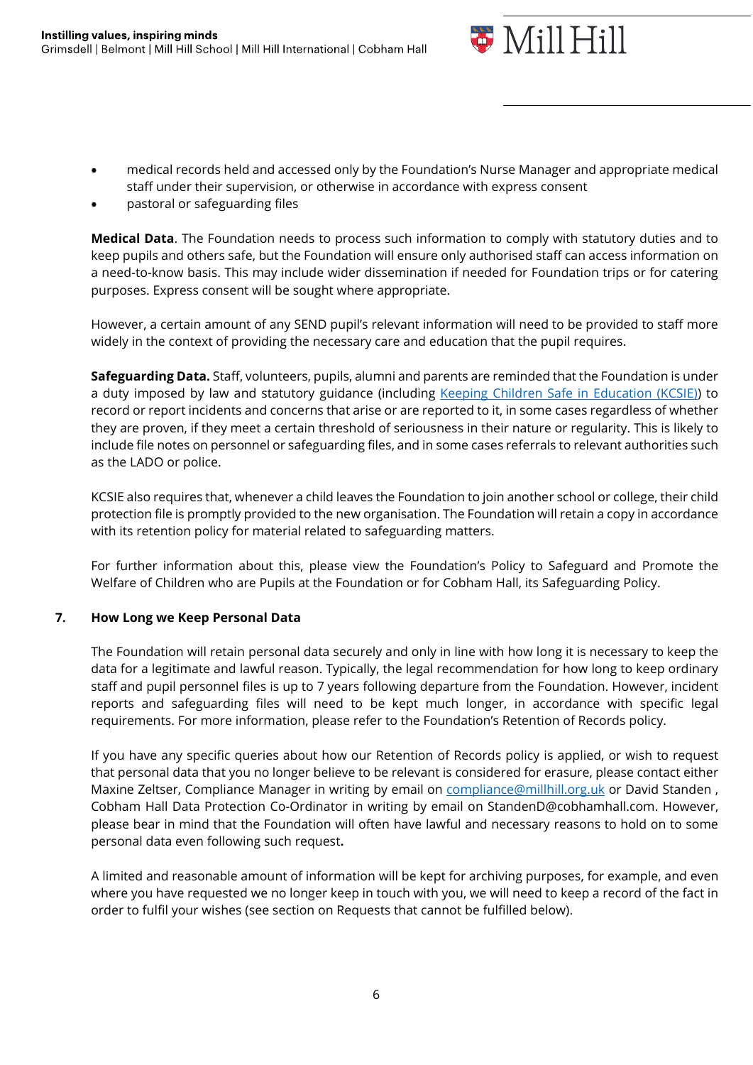- medical records held and accessed only by the Foundation's Nurse Manager and appropriate medical staff under their supervision, or otherwise in accordance with express consent
- pastoral or safeguarding files

**Medical Data**. The Foundation needs to process such information to comply with statutory duties and to keep pupils and others safe, but the Foundation will ensure only authorised staff can access information on a need-to-know basis. This may include wider dissemination if needed for Foundation trips or for catering purposes. Express consent will be sought where appropriate.

However, a certain amount of any SEND pupil's relevant information will need to be provided to staff more widely in the context of providing the necessary care and education that the pupil requires.

**Safeguarding Data.** Staff, volunteers, pupils, alumni and parents are reminded that the Foundation is under a duty imposed by law and statutory guidance (including [Keeping Children Safe in Education (KCSIE)]) to record or report incidents and concerns that arise or are reported to it, in some cases regardless of whether they are proven, if they meet a certain threshold of seriousness in their nature or regularity. This is likely to include file notes on personnel or safeguarding files, and in some cases referrals to relevant authorities such as the LADO or police.

KCSIE also requires that, whenever a child leaves the Foundation to join another school or college, their child protection file is promptly provided to the new organisation. The Foundation will retain a copy in accordance with its retention policy for material related to safeguarding matters.

For further information about this, please view the Foundation's Policy to Safeguard and Promote the Welfare of Children who are Pupils at the Foundation or for Cobham Hall, its Safeguarding Policy.

## 7. How Long we Keep Personal Data

The Foundation will retain personal data securely and only in line with how long it is necessary to keep the data for a legitimate and lawful reason. Typically, the legal recommendation for how long to keep ordinary staff and pupil personnel files is up to 7 years following departure from the Foundation. However, incident reports and safeguarding files will need to be kept much longer, in accordance with specific legal requirements. For more information, please refer to the Foundation's Retention of Records policy.

If you have any specific queries about how our Retention of Records policy is applied, or wish to request that personal data that you no longer believe to be relevant is considered for erasure, please contact either Maxine Zeltser, Compliance Manager in writing by email on compliance@millhill.org.uk or David Standen , Cobham Hall Data Protection Co-Ordinator in writing by email on StandenD@cobhamhall.com. However, please bear in mind that the Foundation will often have lawful and necessary reasons to hold on to some personal data even following such request**.**

A limited and reasonable amount of information will be kept for archiving purposes, for example, and even where you have requested we no longer keep in touch with you, we will need to keep a record of the fact in order to fulfil your wishes (see section on Requests that cannot be fulfilled below).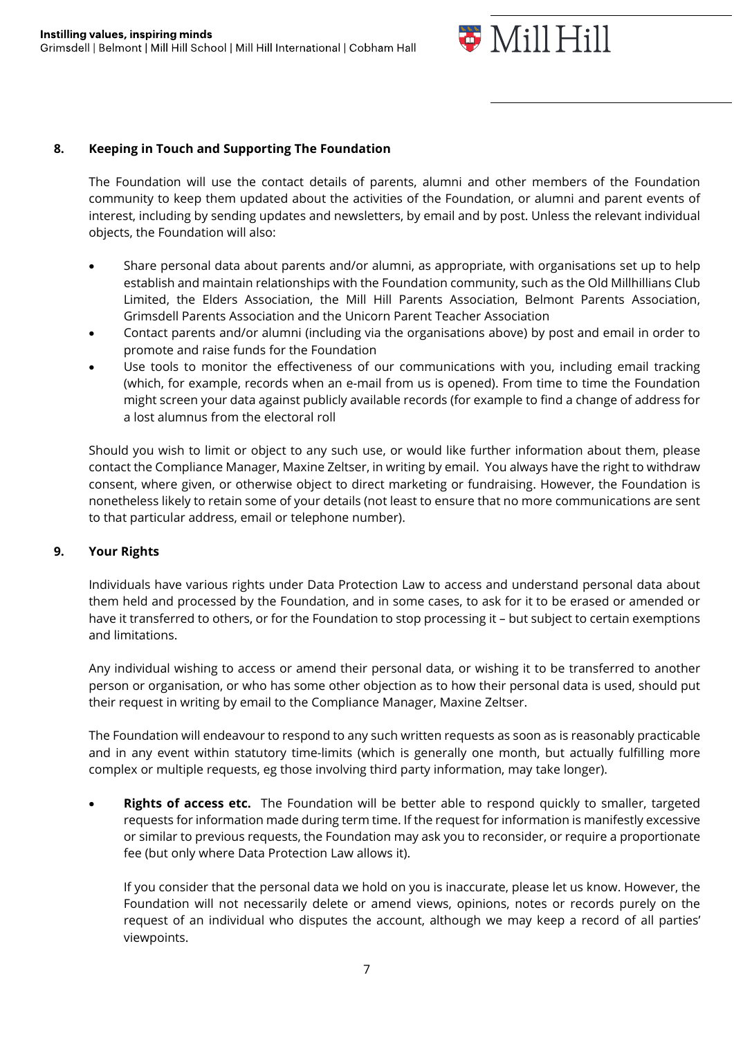## 8. Keeping in Touch and Supporting The Foundation

The Foundation will use the contact details of parents, alumni and other members of the Foundation community to keep them updated about the activities of the Foundation, or alumni and parent events of interest, including by sending updates and newsletters, by email and by post. Unless the relevant individual objects, the Foundation will also:

- Share personal data about parents and/or alumni, as appropriate, with organisations set up to help establish and maintain relationships with the Foundation community, such as the Old Millhillians Club Limited, the Elders Association, the Mill Hill Parents Association, Belmont Parents Association, Grimsdell Parents Association and the Unicorn Parent Teacher Association
- Contact parents and/or alumni (including via the organisations above) by post and email in order to promote and raise funds for the Foundation
- Use tools to monitor the effectiveness of our communications with you, including email tracking (which, for example, records when an e-mail from us is opened). From time to time the Foundation might screen your data against publicly available records (for example to find a change of address for a lost alumnus from the electoral roll

Should you wish to limit or object to any such use, or would like further information about them, please contact the Compliance Manager, Maxine Zeltser, in writing by email. You always have the right to withdraw consent, where given, or otherwise object to direct marketing or fundraising. However, the Foundation is nonetheless likely to retain some of your details (not least to ensure that no more communications are sent to that particular address, email or telephone number).

## 9. Your Rights

Individuals have various rights under Data Protection Law to access and understand personal data about them held and processed by the Foundation, and in some cases, to ask for it to be erased or amended or have it transferred to others, or for the Foundation to stop processing it – but subject to certain exemptions and limitations.

Any individual wishing to access or amend their personal data, or wishing it to be transferred to another person or organisation, or who has some other objection as to how their personal data is used, should put their request in writing by email to the Compliance Manager, Maxine Zeltser.

The Foundation will endeavour to respond to any such written requests as soon as is reasonably practicable and in any event within statutory time-limits (which is generally one month, but actually fulfilling more complex or multiple requests, eg those involving third party information, may take longer).

- **Rights of access etc.** The Foundation will be better able to respond quickly to smaller, targeted requests for information made during term time. If the request for information is manifestly excessive or similar to previous requests, the Foundation may ask you to reconsider, or require a proportionate fee (but only where Data Protection Law allows it).

  If you consider that the personal data we hold on you is inaccurate, please let us know. However, the Foundation will not necessarily delete or amend views, opinions, notes or records purely on the request of an individual who disputes the account, although we may keep a record of all parties' viewpoints.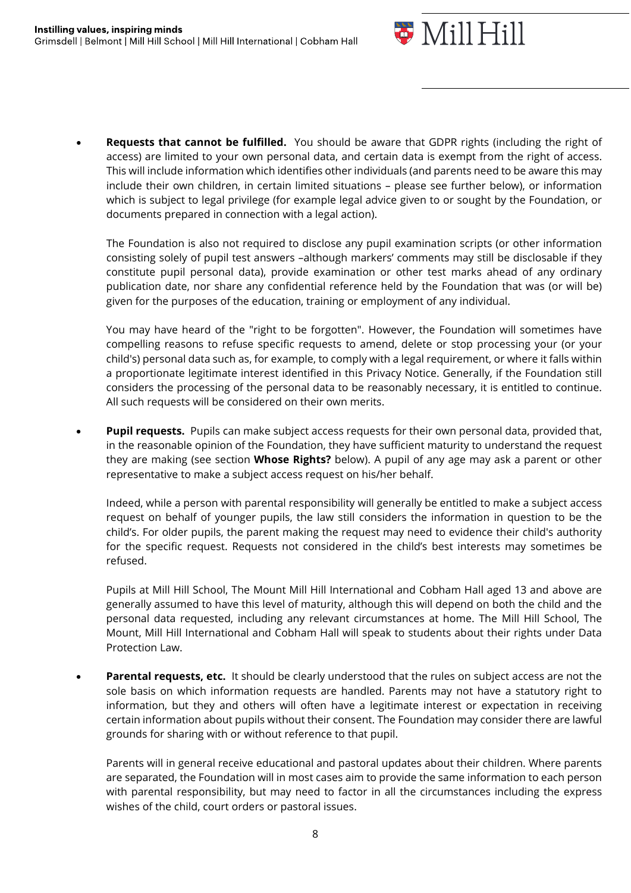- **Requests that cannot be fulfilled.** You should be aware that GDPR rights (including the right of access) are limited to your own personal data, and certain data is exempt from the right of access. This will include information which identifies other individuals (and parents need to be aware this may include their own children, in certain limited situations – please see further below), or information which is subject to legal privilege (for example legal advice given to or sought by the Foundation, or documents prepared in connection with a legal action).

  The Foundation is also not required to disclose any pupil examination scripts (or other information consisting solely of pupil test answers –although markers' comments may still be disclosable if they constitute pupil personal data), provide examination or other test marks ahead of any ordinary publication date, nor share any confidential reference held by the Foundation that was (or will be) given for the purposes of the education, training or employment of any individual.

  You may have heard of the "right to be forgotten". However, the Foundation will sometimes have compelling reasons to refuse specific requests to amend, delete or stop processing your (or your child's) personal data such as, for example, to comply with a legal requirement, or where it falls within a proportionate legitimate interest identified in this Privacy Notice. Generally, if the Foundation still considers the processing of the personal data to be reasonably necessary, it is entitled to continue. All such requests will be considered on their own merits.

- **Pupil requests.** Pupils can make subject access requests for their own personal data, provided that, in the reasonable opinion of the Foundation, they have sufficient maturity to understand the request they are making (see section **Whose Rights?** below). A pupil of any age may ask a parent or other representative to make a subject access request on his/her behalf.

  Indeed, while a person with parental responsibility will generally be entitled to make a subject access request on behalf of younger pupils, the law still considers the information in question to be the child's. For older pupils, the parent making the request may need to evidence their child's authority for the specific request. Requests not considered in the child's best interests may sometimes be refused.

  Pupils at Mill Hill School, The Mount Mill Hill International and Cobham Hall aged 13 and above are generally assumed to have this level of maturity, although this will depend on both the child and the personal data requested, including any relevant circumstances at home. The Mill Hill School, The Mount, Mill Hill International and Cobham Hall will speak to students about their rights under Data Protection Law.

- **Parental requests, etc.** It should be clearly understood that the rules on subject access are not the sole basis on which information requests are handled. Parents may not have a statutory right to information, but they and others will often have a legitimate interest or expectation in receiving certain information about pupils without their consent. The Foundation may consider there are lawful grounds for sharing with or without reference to that pupil.

  Parents will in general receive educational and pastoral updates about their children. Where parents are separated, the Foundation will in most cases aim to provide the same information to each person with parental responsibility, but may need to factor in all the circumstances including the express wishes of the child, court orders or pastoral issues.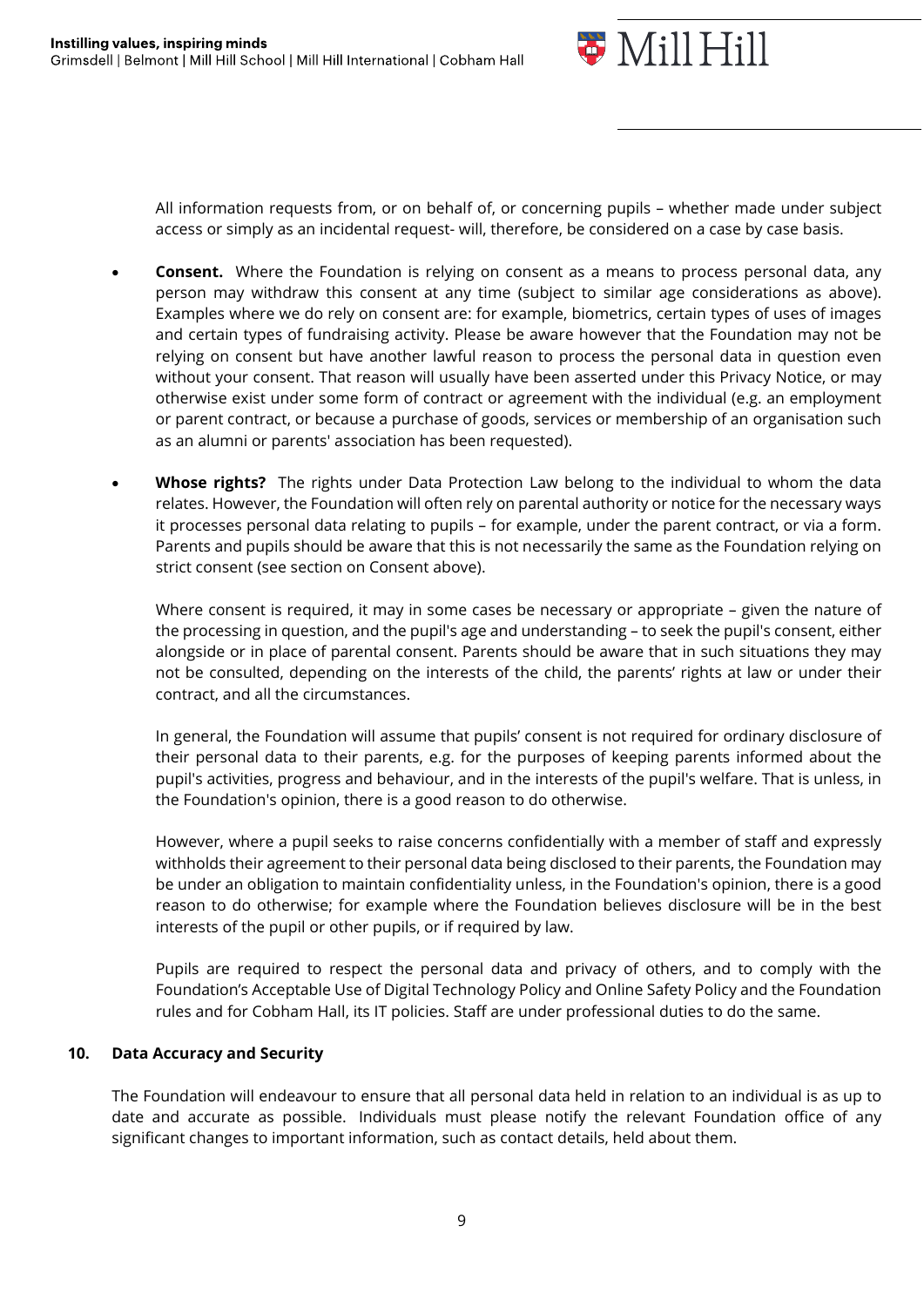All information requests from, or on behalf of, or concerning pupils – whether made under subject access or simply as an incidental request- will, therefore, be considered on a case by case basis.

- **Consent.** Where the Foundation is relying on consent as a means to process personal data, any person may withdraw this consent at any time (subject to similar age considerations as above). Examples where we do rely on consent are: for example, biometrics, certain types of uses of images and certain types of fundraising activity. Please be aware however that the Foundation may not be relying on consent but have another lawful reason to process the personal data in question even without your consent. That reason will usually have been asserted under this Privacy Notice, or may otherwise exist under some form of contract or agreement with the individual (e.g. an employment or parent contract, or because a purchase of goods, services or membership of an organisation such as an alumni or parents' association has been requested).

- **Whose rights?** The rights under Data Protection Law belong to the individual to whom the data relates. However, the Foundation will often rely on parental authority or notice for the necessary ways it processes personal data relating to pupils – for example, under the parent contract, or via a form. Parents and pupils should be aware that this is not necessarily the same as the Foundation relying on strict consent (see section on Consent above).

  Where consent is required, it may in some cases be necessary or appropriate – given the nature of the processing in question, and the pupil's age and understanding – to seek the pupil's consent, either alongside or in place of parental consent. Parents should be aware that in such situations they may not be consulted, depending on the interests of the child, the parents' rights at law or under their contract, and all the circumstances.

  In general, the Foundation will assume that pupils' consent is not required for ordinary disclosure of their personal data to their parents, e.g. for the purposes of keeping parents informed about the pupil's activities, progress and behaviour, and in the interests of the pupil's welfare. That is unless, in the Foundation's opinion, there is a good reason to do otherwise.

  However, where a pupil seeks to raise concerns confidentially with a member of staff and expressly withholds their agreement to their personal data being disclosed to their parents, the Foundation may be under an obligation to maintain confidentiality unless, in the Foundation's opinion, there is a good reason to do otherwise; for example where the Foundation believes disclosure will be in the best interests of the pupil or other pupils, or if required by law.

  Pupils are required to respect the personal data and privacy of others, and to comply with the Foundation's Acceptable Use of Digital Technology Policy and Online Safety Policy and the Foundation rules and for Cobham Hall, its IT policies. Staff are under professional duties to do the same.

## 10. Data Accuracy and Security

The Foundation will endeavour to ensure that all personal data held in relation to an individual is as up to date and accurate as possible. Individuals must please notify the relevant Foundation office of any significant changes to important information, such as contact details, held about them.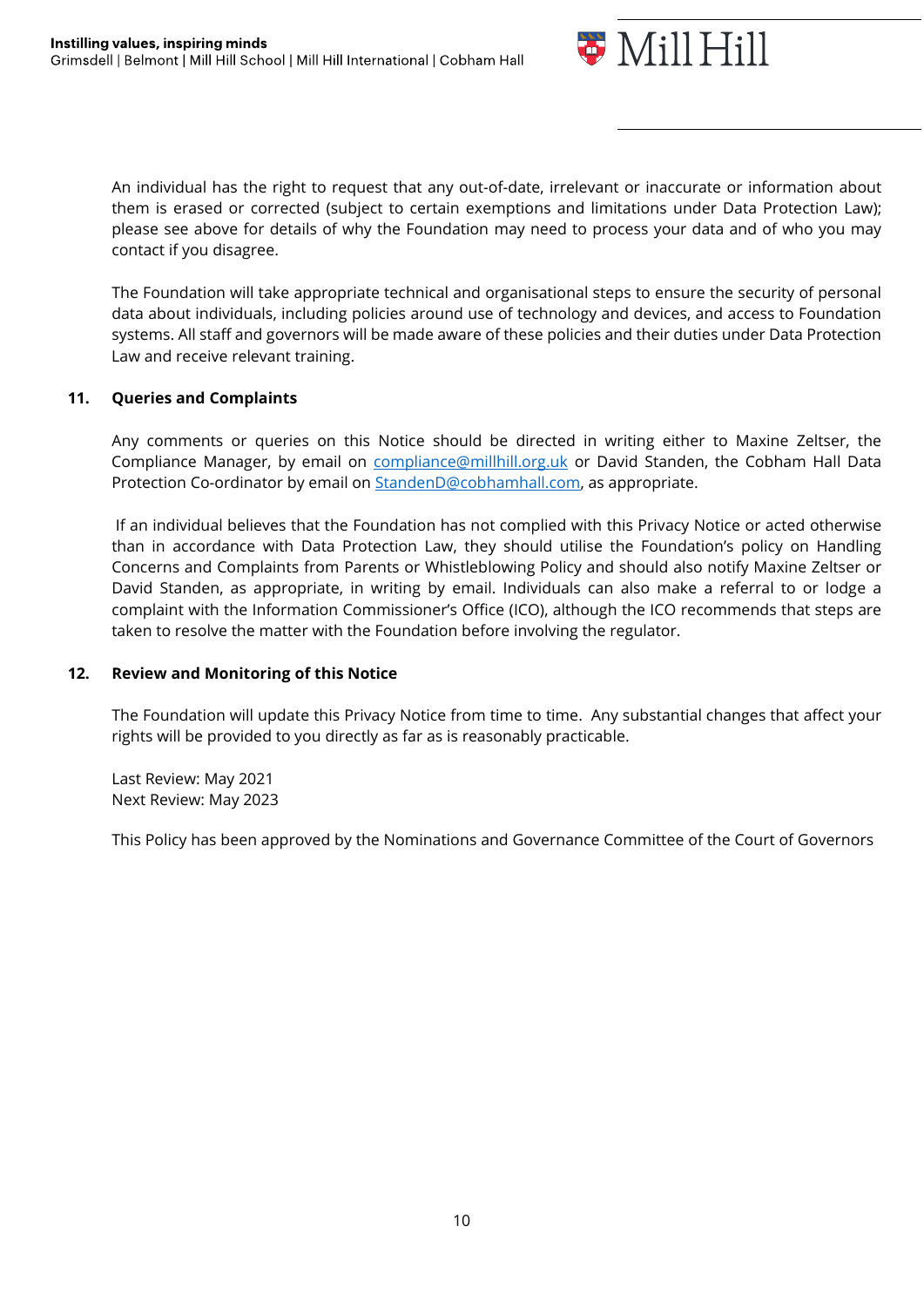An individual has the right to request that any out-of-date, irrelevant or inaccurate or information about them is erased or corrected (subject to certain exemptions and limitations under Data Protection Law); please see above for details of why the Foundation may need to process your data and of who you may contact if you disagree.

The Foundation will take appropriate technical and organisational steps to ensure the security of personal data about individuals, including policies around use of technology and devices, and access to Foundation systems. All staff and governors will be made aware of these policies and their duties under Data Protection Law and receive relevant training.

## 11. Queries and Complaints

Any comments or queries on this Notice should be directed in writing either to Maxine Zeltser, the Compliance Manager, by email on [compliance@millhill.org.uk](mailto:compliance@millhill.org.uk) or David Standen, the Cobham Hall Data Protection Co-ordinator by email on [StandenD@cobhamhall.com](mailto:StandenD@cobhamhall.com), as appropriate.

If an individual believes that the Foundation has not complied with this Privacy Notice or acted otherwise than in accordance with Data Protection Law, they should utilise the Foundation's policy on Handling Concerns and Complaints from Parents or Whistleblowing Policy and should also notify Maxine Zeltser or David Standen, as appropriate, in writing by email. Individuals can also make a referral to or lodge a complaint with the Information Commissioner's Office (ICO), although the ICO recommends that steps are taken to resolve the matter with the Foundation before involving the regulator.

## 12. Review and Monitoring of this Notice

The Foundation will update this Privacy Notice from time to time. Any substantial changes that affect your rights will be provided to you directly as far as is reasonably practicable.

Last Review: May 2021
Next Review: May 2023

This Policy has been approved by the Nominations and Governance Committee of the Court of Governors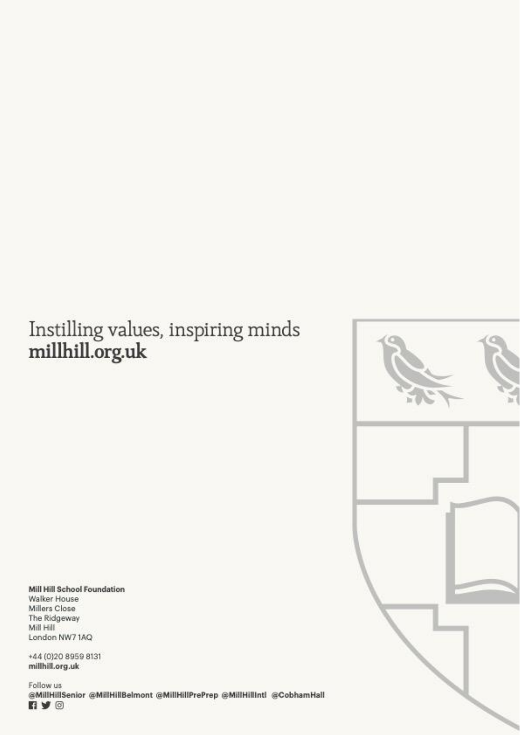Instilling values, inspiring minds
**millhill.org.uk**

**Mill Hill School Foundation**
Walker House
Millers Close
The Ridgeway
Mill Hill
London NW7 1AQ

+44 (0)20 8959 8131
**millhill.org.uk**

Follow us
**@MillHillSenior @MillHillBelmont @MillHillPrePrep @MillHillIntl @CobhamHall**